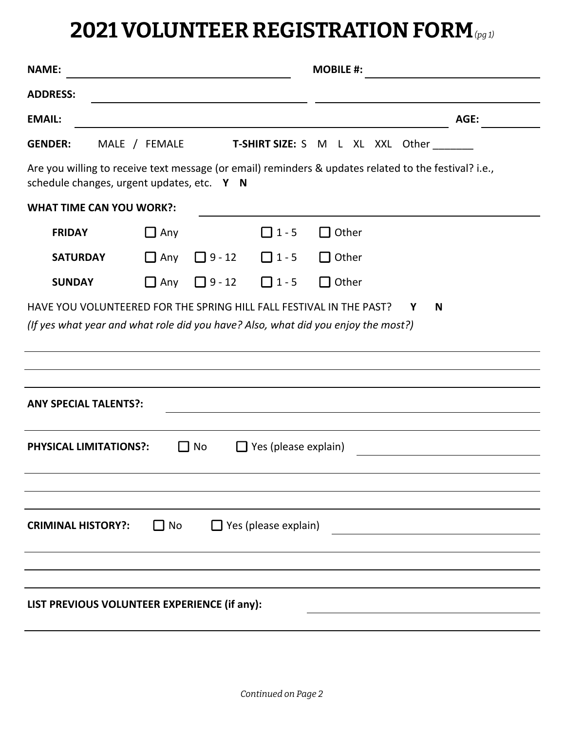# 2021 VOLUNTEER REGISTRATION FORM *(pg 1)*

**NAME:** ______________________________ **MOBILE #:** ______________________________

**ADDRESS:** ______________________________ ______________________________

**EMAIL:** ______________________________ **AGE:** __________

**GENDER:** MALE / FEMALE **T-SHIRT SIZE:** S M L XL XXL Other _______

Are you willing to receive text message (or email) reminders & updates related to the festival? i.e., schedule changes, urgent updates, etc. **Y N**

**WHAT TIME CAN YOU WORK?:** ______________________________

| | | | | |
|---|---|---|---|---|
| **FRIDAY** | ☐ Any | | ☐ 1 - 5 | ☐ Other |
| **SATURDAY** | ☐ Any | ☐ 9 - 12 | ☐ 1 - 5 | ☐ Other |
| **SUNDAY** | ☐ Any | ☐ 9 - 12 | ☐ 1 - 5 | ☐ Other |

HAVE YOU VOLUNTEERED FOR THE SPRING HILL FALL FESTIVAL IN THE PAST? **Y N**

*(If yes what year and what role did you have? Also, what did you enjoy the most?)*

______________________________

______________________________

______________________________

**ANY SPECIAL TALENTS?:** ______________________________

______________________________

**PHYSICAL LIMITATIONS?:** ☐ No ☐ Yes (please explain) ______________________________

______________________________

______________________________

______________________________

**CRIMINAL HISTORY?:** ☐ No ☐ Yes (please explain) ______________________________

______________________________

______________________________

______________________________

**LIST PREVIOUS VOLUNTEER EXPERIENCE (if any):** ______________________________

______________________________

*Continued on Page 2*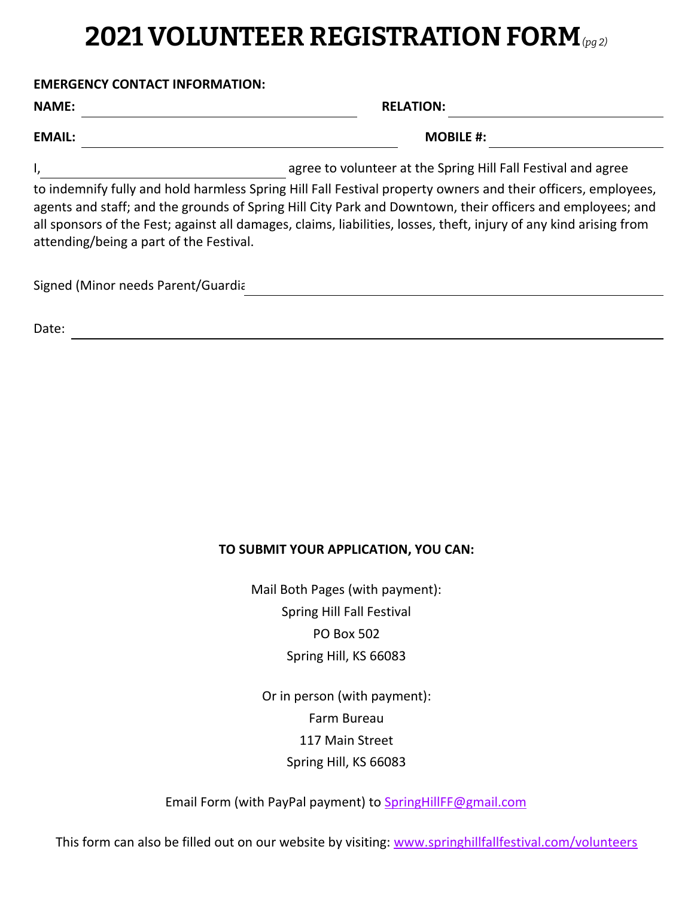# 2021 VOLUNTEER REGISTRATION FORM *(pg 2)*

**EMERGENCY CONTACT INFORMATION:**

**NAME:** ______________________ **RELATION:** ______________________

**EMAIL:** ______________________ **MOBILE #:** ______________________

I, ______________________ agree to volunteer at the Spring Hill Fall Festival and agree to indemnify fully and hold harmless Spring Hill Fall Festival property owners and their officers, employees, agents and staff; and the grounds of Spring Hill City Park and Downtown, their officers and employees; and all sponsors of the Fest; against all damages, claims, liabilities, losses, theft, injury of any kind arising from attending/being a part of the Festival.

Signed (Minor needs Parent/Guardia ______________________

Date: ______________________

**TO SUBMIT YOUR APPLICATION, YOU CAN:**

Mail Both Pages (with payment):
Spring Hill Fall Festival
PO Box 502
Spring Hill, KS 66083

Or in person (with payment):
Farm Bureau
117 Main Street
Spring Hill, KS 66083

Email Form (with PayPal payment) to SpringHillFF@gmail.com

This form can also be filled out on our website by visiting: www.springhillfallfestival.com/volunteers